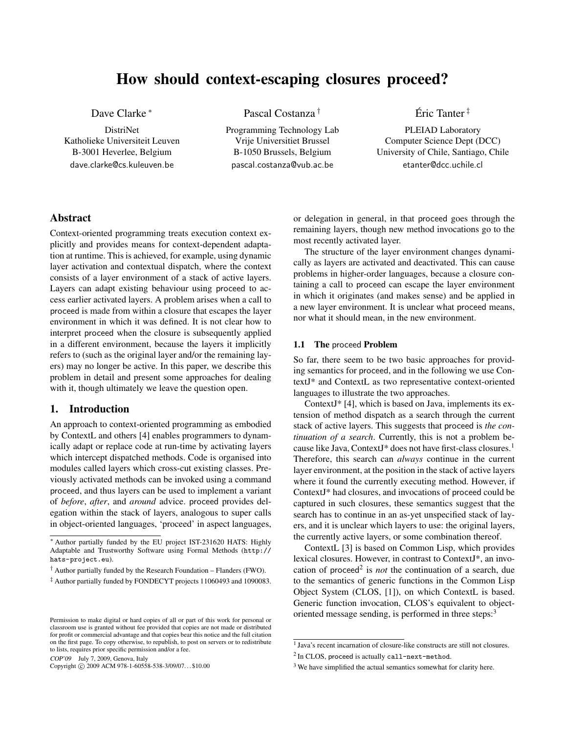# How should context-escaping closures proceed?

Dave Clarke [*]
DistriNet
Katholieke Universiteit Leuven
B-3001 Heverlee, Belgium
dave.clarke@cs.kuleuven.be

Pascal Costanza [†]
Programming Technology Lab
Vrije Universitiet Brussel
B-1050 Brussels, Belgium
pascal.costanza@vub.ac.be

Éric Tanter [‡]
PLEIAD Laboratory
Computer Science Dept (DCC)
University of Chile, Santiago, Chile
etanter@dcc.uchile.cl

## Abstract

Context-oriented programming treats execution context explicitly and provides means for context-dependent adaptation at runtime. This is achieved, for example, using dynamic layer activation and contextual dispatch, where the context consists of a layer environment of a stack of active layers. Layers can adapt existing behaviour using proceed to access earlier activated layers. A problem arises when a call to proceed is made from within a closure that escapes the layer environment in which it was defined. It is not clear how to interpret proceed when the closure is subsequently applied in a different environment, because the layers it implicitly refers to (such as the original layer and/or the remaining layers) may no longer be active. In this paper, we describe this problem in detail and present some approaches for dealing with it, though ultimately we leave the question open.

## 1. Introduction

An approach to context-oriented programming as embodied by ContextL and others [4] enables programmers to dynamically adapt or replace code at run-time by activating layers which intercept dispatched methods. Code is organised into modules called layers which cross-cut existing classes. Previously activated methods can be invoked using a command proceed, and thus layers can be used to implement a variant of *before*, *after*, and *around* advice. proceed provides delegation within the stack of layers, analogous to super calls in object-oriented languages, 'proceed' in aspect languages, or delegation in general, in that proceed goes through the remaining layers, though new method invocations go to the most recently activated layer.

The structure of the layer environment changes dynamically as layers are activated and deactivated. This can cause problems in higher-order languages, because a closure containing a call to proceed can escape the layer environment in which it originates (and makes sense) and be applied in a new layer environment. It is unclear what proceed means, nor what it should mean, in the new environment.

### 1.1 The proceed Problem

So far, there seem to be two basic approaches for providing semantics for proceed, and in the following we use ContextJ* and ContextL as two representative context-oriented languages to illustrate the two approaches.

ContextJ* [4], which is based on Java, implements its extension of method dispatch as a search through the current stack of active layers. This suggests that proceed is *the continuation of a search*. Currently, this is not a problem because like Java, ContextJ* does not have first-class closures.[1] Therefore, this search can *always* continue in the current layer environment, at the position in the stack of active layers where it found the currently executing method. However, if ContextJ* had closures, and invocations of proceed could be captured in such closures, these semantics suggest that the search has to continue in an as-yet unspecified stack of layers, and it is unclear which layers to use: the original layers, the currently active layers, or some combination thereof.

ContextL [3] is based on Common Lisp, which provides lexical closures. However, in contrast to ContextJ*, an invocation of proceed[2] is *not* the continuation of a search, due to the semantics of generic functions in the Common Lisp Object System (CLOS, [1]), on which ContextL is based. Generic function invocation, CLOS's equivalent to object-oriented message sending, is performed in three steps:[3]

---

[*] Author partially funded by the EU project IST-231620 HATS: Highly Adaptable and Trustworthy Software using Formal Methods (http://hats-project.eu).

[†] Author partially funded by the Research Foundation – Flanders (FWO).

[‡] Author partially funded by FONDECYT projects 11060493 and 1090083.

Permission to make digital or hard copies of all or part of this work for personal or classroom use is granted without fee provided that copies are not made or distributed for profit or commercial advantage and that copies bear this notice and the full citation on the first page. To copy otherwise, to republish, to post on servers or to redistribute to lists, requires prior specific permission and/or a fee.
COP'09 July 7, 2009, Genova, Italy
Copyright © 2009 ACM 978-1-60558-538-3/09/07... $10.00

[1] Java's recent incarnation of closure-like constructs are still not closures.

[2] In CLOS, proceed is actually call-next-method.

[3] We have simplified the actual semantics somewhat for clarity here.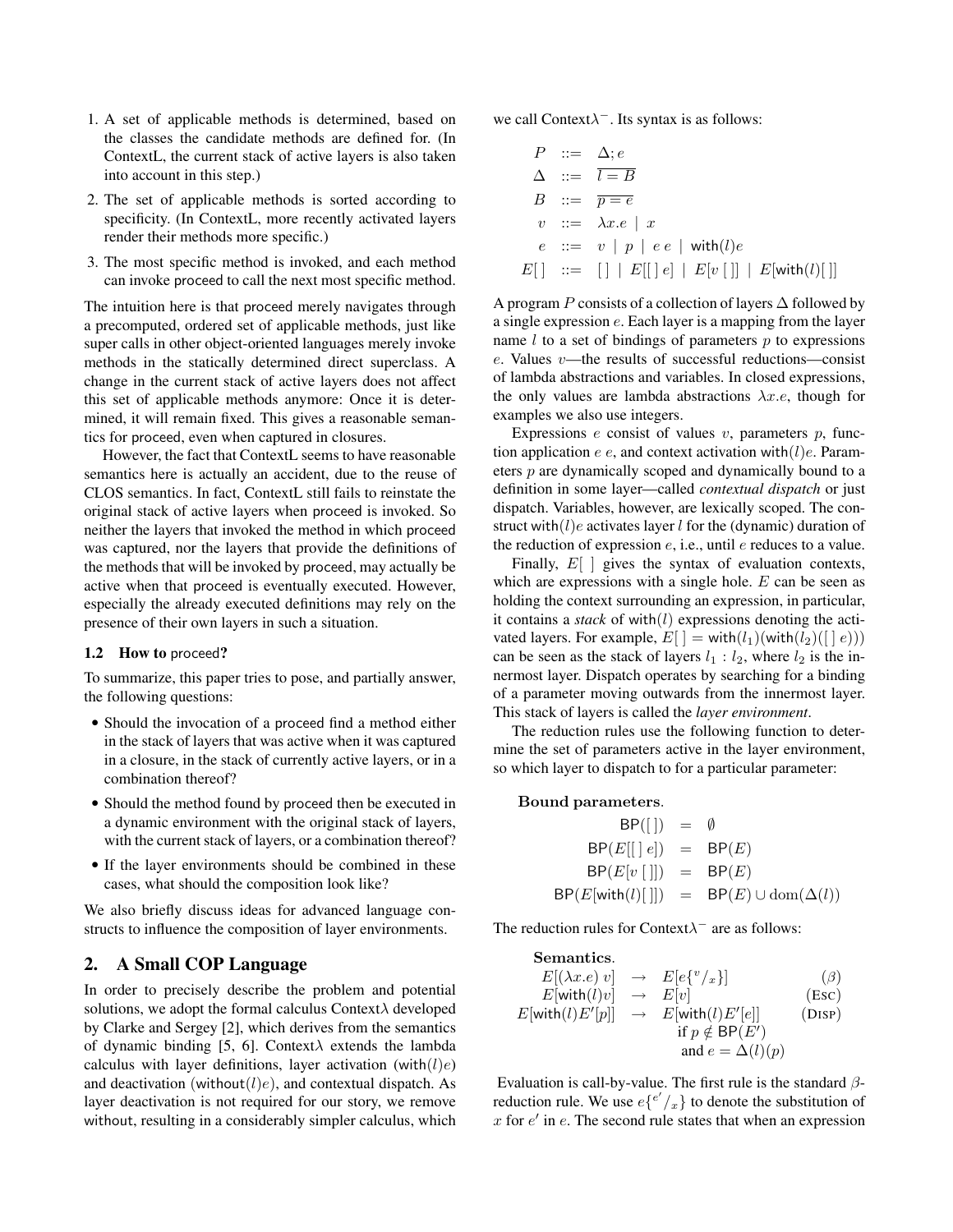1. A set of applicable methods is determined, based on the classes the candidate methods are defined for. (In ContextL, the current stack of active layers is also taken into account in this step.)
2. The set of applicable methods is sorted according to specificity. (In ContextL, more recently activated layers render their methods more specific.)
3. The most specific method is invoked, and each method can invoke proceed to call the next most specific method.

The intuition here is that proceed merely navigates through a precomputed, ordered set of applicable methods, just like super calls in other object-oriented languages merely invoke methods in the statically determined direct superclass. A change in the current stack of active layers does not affect this set of applicable methods anymore: Once it is determined, it will remain fixed. This gives a reasonable semantics for proceed, even when captured in closures.

However, the fact that ContextL seems to have reasonable semantics here is actually an accident, due to the reuse of CLOS semantics. In fact, ContextL still fails to reinstate the original stack of active layers when proceed is invoked. So neither the layers that invoked the method in which proceed was captured, nor the layers that provide the definitions of the methods that will be invoked by proceed, may actually be active when that proceed is eventually executed. However, especially the already executed definitions may rely on the presence of their own layers in such a situation.

### 1.2 How to proceed?

To summarize, this paper tries to pose, and partially answer, the following questions:

- Should the invocation of a proceed find a method either in the stack of layers that was active when it was captured in a closure, in the stack of currently active layers, or in a combination thereof?
- Should the method found by proceed then be executed in a dynamic environment with the original stack of layers, with the current stack of layers, or a combination thereof?
- If the layer environments should be combined in these cases, what should the composition look like?

We also briefly discuss ideas for advanced language constructs to influence the composition of layer environments.

## 2. A Small COP Language

In order to precisely describe the problem and potential solutions, we adopt the formal calculus Context$\lambda$ developed by Clarke and Sergey [2], which derives from the semantics of dynamic binding [5, 6]. Context$\lambda$ extends the lambda calculus with layer definitions, layer activation ($\mathsf{with}(l)e$) and deactivation ($\mathsf{without}(l)e$), and contextual dispatch. As layer deactivation is not required for our story, we remove without, resulting in a considerably simpler calculus, which we call Context$\lambda^-$. Its syntax is as follows:

$$
\begin{array}{rcl}
P & ::= & \Delta; e \\
\Delta & ::= & \overline{l = B} \\
B & ::= & \overline{p = e} \\
v & ::= & \lambda x.e \mid x \\
e & ::= & v \mid p \mid e\ e \mid \mathsf{with}(l)e \\
E[\,] & ::= & [\,] \mid E[[\,]\ e] \mid E[v\ [\,]] \mid E[\mathsf{with}(l)[\,]]
\end{array}
$$

A program $P$ consists of a collection of layers $\Delta$ followed by a single expression $e$. Each layer is a mapping from the layer name $l$ to a set of bindings of parameters $p$ to expressions $e$. Values $v$—the results of successful reductions—consist of lambda abstractions and variables. In closed expressions, the only values are lambda abstractions $\lambda x.e$, though for examples we also use integers.

Expressions $e$ consist of values $v$, parameters $p$, function application $e\ e$, and context activation $\mathsf{with}(l)e$. Parameters $p$ are dynamically scoped and dynamically bound to a definition in some layer—called *contextual dispatch* or just dispatch. Variables, however, are lexically scoped. The construct $\mathsf{with}(l)e$ activates layer $l$ for the (dynamic) duration of the reduction of expression $e$, i.e., until $e$ reduces to a value.

Finally, $E[\,]$ gives the syntax of evaluation contexts, which are expressions with a single hole. $E$ can be seen as holding the context surrounding an expression, in particular, it contains a *stack* of $\mathsf{with}(l)$ expressions denoting the activated layers. For example, $E[\,] = \mathsf{with}(l_1)(\mathsf{with}(l_2)([\,]\ e))$ can be seen as the stack of layers $l_1 : l_2$, where $l_2$ is the innermost layer. Dispatch operates by searching for a binding of a parameter moving outwards from the innermost layer. This stack of layers is called the *layer environment*.

The reduction rules use the following function to determine the set of parameters active in the layer environment, so which layer to dispatch to for a particular parameter:

**Bound parameters.**

$$
\begin{array}{rcl}
\mathsf{BP}([\,]) & = & \emptyset \\
\mathsf{BP}(E[[\,]\ e]) & = & \mathsf{BP}(E) \\
\mathsf{BP}(E[v\ [\,]]) & = & \mathsf{BP}(E) \\
\mathsf{BP}(E[\mathsf{with}(l)[\,]]) & = & \mathsf{BP}(E) \cup \mathrm{dom}(\Delta(l))
\end{array}
$$

The reduction rules for Context$\lambda^-$ are as follows:

**Semantics.**

$$
\begin{array}{rcll}
E[(\lambda x.e)\ v] & \rightarrow & E[e\{^{v}/_{x}\}] & (\beta) \\
E[\mathsf{with}(l)v] & \rightarrow & E[v] & (\textsc{Esc}) \\
E[\mathsf{with}(l)E'[p]] & \rightarrow & E[\mathsf{with}(l)E'[e]] & (\textsc{Disp}) \\
 & & \text{if } p \notin \mathsf{BP}(E') & \\
 & & \text{and } e = \Delta(l)(p) &
\end{array}
$$

Evaluation is call-by-value. The first rule is the standard $\beta$-reduction rule. We use $e\{^{e'}/_{x}\}$ to denote the substitution of $x$ for $e'$ in $e$. The second rule states that when an expression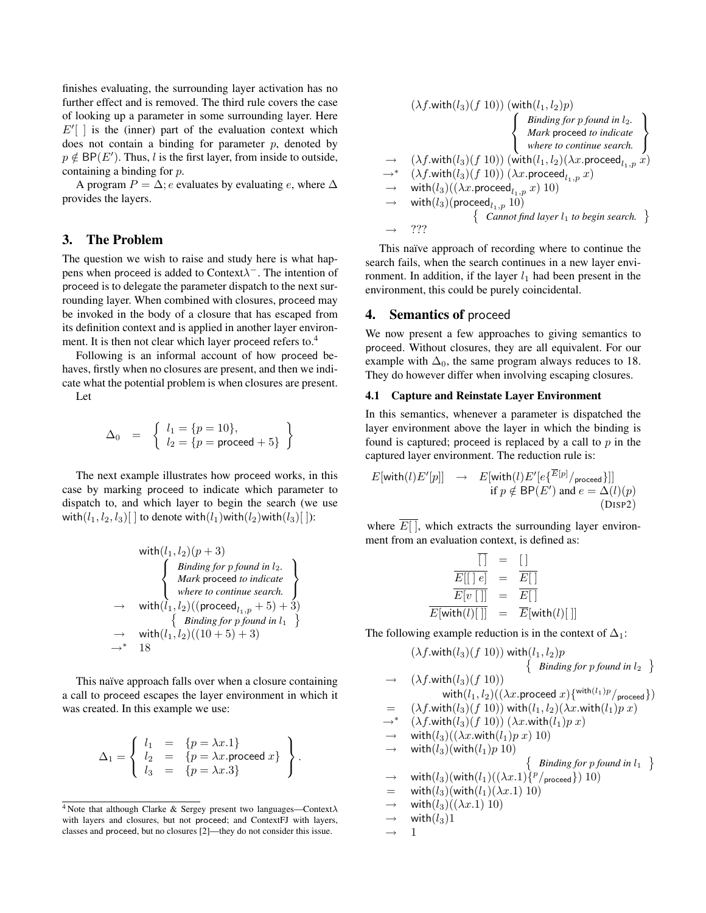finishes evaluating, the surrounding layer activation has no further effect and is removed. The third rule covers the case of looking up a parameter in some surrounding layer. Here $E'[\,]$ is the (inner) part of the evaluation context which does not contain a binding for parameter $p$, denoted by $p \notin \mathsf{BP}(E')$. Thus, $l$ is the first layer, from inside to outside, containing a binding for $p$.

A program $P = \Delta; e$ evaluates by evaluating $e$, where $\Delta$ provides the layers.

## 3. The Problem

The question we wish to raise and study here is what happens when proceed is added to Context$\lambda^-$. The intention of proceed is to delegate the parameter dispatch to the next surrounding layer. When combined with closures, proceed may be invoked in the body of a closure that has escaped from its definition context and is applied in another layer environment. It is then not clear which layer proceed refers to.[4]

Following is an informal account of how proceed behaves, firstly when no closures are present, and then we indicate what the potential problem is when closures are present.

Let

$$\Delta_0 \quad = \quad \left\{ \begin{array}{l} l_1 = \{p = 10\}, \\ l_2 = \{p = \mathsf{proceed} + 5\} \end{array} \right\}$$

The next example illustrates how proceed works, in this case by marking proceed to indicate which parameter to dispatch to, and which layer to begin the search (we use $\mathsf{with}(l_1, l_2, l_3)[\,]$ to denote $\mathsf{with}(l_1)\mathsf{with}(l_2)\mathsf{with}(l_3)[\,]$):

$$\begin{array}{ll}
& \mathsf{with}(l_1, l_2)(p + 3) \\
& \qquad \left\{ \begin{array}{l} \textit{Binding for p found in } l_2. \\ \textit{Mark } \mathsf{proceed} \textit{ to indicate} \\ \textit{where to continue search.} \end{array} \right\} \\
\rightarrow & \mathsf{with}(l_1, l_2)((\mathsf{proceed}_{l_1,p} + 5) + 3) \\
& \qquad \left\{ \textit{ Binding for p found in } l_1 \right\} \\
\rightarrow & \mathsf{with}(l_1, l_2)((10 + 5) + 3) \\
\rightarrow^* & 18
\end{array}$$

This naïve approach falls over when a closure containing a call to proceed escapes the layer environment in which it was created. In this example we use:

$$\Delta_1 = \left\{ \begin{array}{lcl} l_1 & = & \{p = \lambda x.1\} \\ l_2 & = & \{p = \lambda x.\mathsf{proceed}\ x\} \\ l_3 & = & \{p = \lambda x.3\} \end{array} \right\}.$$

$$\begin{array}{ll}
& (\lambda f.\mathsf{with}(l_3)(f\ 10))\ (\mathsf{with}(l_1, l_2)p) \\
& \qquad \left\{ \begin{array}{l} \textit{Binding for p found in } l_2. \\ \textit{Mark } \mathsf{proceed} \textit{ to indicate} \\ \textit{where to continue search.} \end{array} \right\} \\
\rightarrow & (\lambda f.\mathsf{with}(l_3)(f\ 10))\ (\mathsf{with}(l_1, l_2)(\lambda x.\mathsf{proceed}_{l_1,p}\ x) \\
\rightarrow^* & (\lambda f.\mathsf{with}(l_3)(f\ 10))\ (\lambda x.\mathsf{proceed}_{l_1,p}\ x) \\
\rightarrow & \mathsf{with}(l_3)((\lambda x.\mathsf{proceed}_{l_1,p}\ x)\ 10) \\
\rightarrow & \mathsf{with}(l_3)(\mathsf{proceed}_{l_1,p}\ 10) \\
& \qquad \left\{ \textit{ Cannot find layer } l_1 \textit{ to begin search. } \right\} \\
\rightarrow & ???
\end{array}$$

This naïve approach of recording where to continue the search fails, when the search continues in a new layer environment. In addition, if the layer $l_1$ had been present in the environment, this could be purely coincidental.

## 4. Semantics of proceed

We now present a few approaches to giving semantics to proceed. Without closures, they are all equivalent. For our example with $\Delta_0$, the same program always reduces to 18. They do however differ when involving escaping closures.

### 4.1 Capture and Reinstate Layer Environment

In this semantics, whenever a parameter is dispatched the layer environment above the layer in which the binding is found is captured; proceed is replaced by a call to $p$ in the captured layer environment. The reduction rule is:

$$E[\mathsf{with}(l)E'[p]] \quad \rightarrow \quad E[\mathsf{with}(l)E'[e\{^{\overline{E}[p]}/_{\mathsf{proceed}}\}]] \qquad \text{if } p \notin \mathsf{BP}(E') \text{ and } e = \Delta(l)(p) \qquad (\textsc{Disp2})$$

where $\overline{E[\,]}$, which extracts the surrounding layer environment from an evaluation context, is defined as:

$$\begin{array}{rcl}
\overline{[\,]} & = & [\,] \\
\overline{E[[\,]\ e]} & = & \overline{E[\,]} \\
\overline{E[v\ [\,]]} & = & \overline{E[\,]} \\
\overline{E[\mathsf{with}(l)[\,]]} & = & \overline{E}[\mathsf{with}(l)[\,]]
\end{array}$$

The following example reduction is in the context of $\Delta_1$:

$$\begin{array}{ll}
& (\lambda f.\mathsf{with}(l_3)(f\ 10))\ \mathsf{with}(l_1, l_2)p \\
& \qquad \left\{ \textit{ Binding for p found in } l_2 \right\} \\
\rightarrow & (\lambda f.\mathsf{with}(l_3)(f\ 10)) \\
& \qquad \mathsf{with}(l_1, l_2)((\lambda x.\mathsf{proceed}\ x)\{^{\mathsf{with}(l_1)p}/_{\mathsf{proceed}}\}) \\
= & (\lambda f.\mathsf{with}(l_3)(f\ 10))\ \mathsf{with}(l_1, l_2)(\lambda x.\mathsf{with}(l_1)p\ x) \\
\rightarrow^* & (\lambda f.\mathsf{with}(l_3)(f\ 10))\ (\lambda x.\mathsf{with}(l_1)p\ x) \\
\rightarrow & \mathsf{with}(l_3)((\lambda x.\mathsf{with}(l_1)p\ x)\ 10) \\
\rightarrow & \mathsf{with}(l_3)(\mathsf{with}(l_1)p\ 10) \\
& \qquad \left\{ \textit{ Binding for p found in } l_1 \right\} \\
\rightarrow & \mathsf{with}(l_3)(\mathsf{with}(l_1)((\lambda x.1)\{^{p}/_{\mathsf{proceed}}\})\ 10) \\
= & \mathsf{with}(l_3)(\mathsf{with}(l_1)(\lambda x.1)\ 10) \\
\rightarrow & \mathsf{with}(l_3)((\lambda x.1)\ 10) \\
\rightarrow & \mathsf{with}(l_3)1 \\
\rightarrow & 1
\end{array}$$

[4] Note that although Clarke & Sergey present two languages—Context$\lambda$ with layers and closures, but not proceed; and ContextFJ with layers, classes and proceed, but no closures [2]—they do not consider this issue.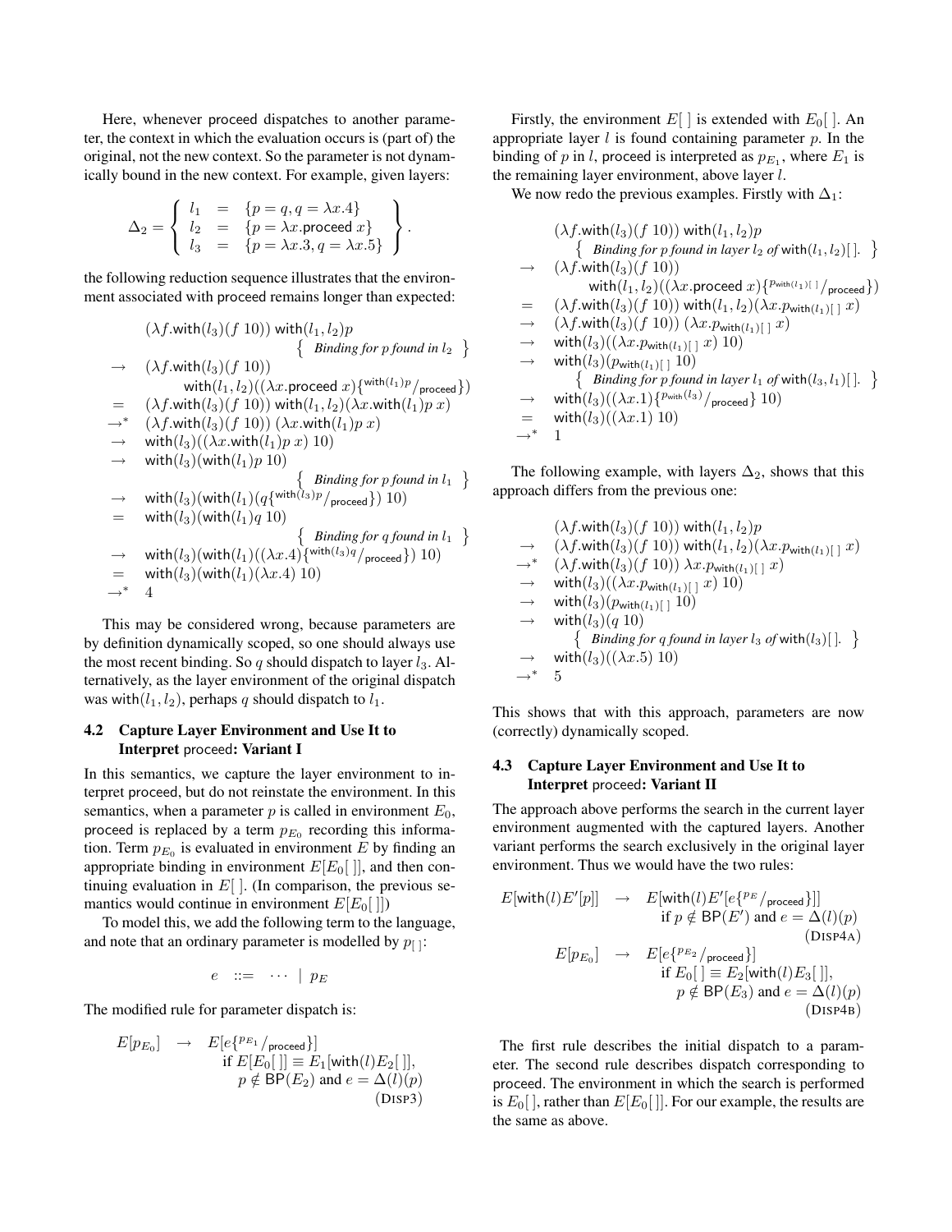Here, whenever proceed dispatches to another parameter, the context in which the evaluation occurs is (part of) the original, not the new context. So the parameter is not dynamically bound in the new context. For example, given layers:

$$\Delta_2 = \left\{ \begin{array}{lcl} l_1 & = & \{p = q, q = \lambda x.4\} \\ l_2 & = & \{p = \lambda x.\mathsf{proceed}\ x\} \\ l_3 & = & \{p = \lambda x.3, q = \lambda x.5\} \end{array} \right\}.$$

the following reduction sequence illustrates that the environment associated with proceed remains longer than expected:

$$\begin{array}{ll}
 & (\lambda f.\mathsf{with}(l_3)(f\ 10))\ \mathsf{with}(l_1, l_2)p \\
 & \qquad \left\{ \text{ Binding for } p \text{ found in } l_2 \right\} \\
\rightarrow & (\lambda f.\mathsf{with}(l_3)(f\ 10)) \\
 & \qquad \mathsf{with}(l_1, l_2)((\lambda x.\mathsf{proceed}\ x)\{^{\mathsf{with}(l_1)p}/_{\mathsf{proceed}}\}) \\
= & (\lambda f.\mathsf{with}(l_3)(f\ 10))\ \mathsf{with}(l_1, l_2)(\lambda x.\mathsf{with}(l_1)p\ x) \\
\rightarrow^* & (\lambda f.\mathsf{with}(l_3)(f\ 10))\ (\lambda x.\mathsf{with}(l_1)p\ x) \\
\rightarrow & \mathsf{with}(l_3)((\lambda x.\mathsf{with}(l_1)p\ x)\ 10) \\
\rightarrow & \mathsf{with}(l_3)(\mathsf{with}(l_1)p\ 10) \\
 & \qquad \left\{ \text{ Binding for } p \text{ found in } l_1 \right\} \\
\rightarrow & \mathsf{with}(l_3)(\mathsf{with}(l_1)(q\{^{\mathsf{with}(l_3)p}/_{\mathsf{proceed}}\})\ 10) \\
= & \mathsf{with}(l_3)(\mathsf{with}(l_1)q\ 10) \\
 & \qquad \left\{ \text{ Binding for } q \text{ found in } l_1 \right\} \\
\rightarrow & \mathsf{with}(l_3)(\mathsf{with}(l_1)((\lambda x.4)\{^{\mathsf{with}(l_3)q}/_{\mathsf{proceed}}\})\ 10) \\
= & \mathsf{with}(l_3)(\mathsf{with}(l_1)(\lambda x.4)\ 10) \\
\rightarrow^* & 4
\end{array}$$

This may be considered wrong, because parameters are by definition dynamically scoped, so one should always use the most recent binding. So $q$ should dispatch to layer $l_3$. Alternatively, as the layer environment of the original dispatch was $\mathsf{with}(l_1, l_2)$, perhaps $q$ should dispatch to $l_1$.

### 4.2 Capture Layer Environment and Use It to Interpret proceed: Variant I

In this semantics, we capture the layer environment to interpret proceed, but do not reinstate the environment. In this semantics, when a parameter $p$ is called in environment $E_0$, proceed is replaced by a term $p_{E_0}$ recording this information. Term $p_{E_0}$ is evaluated in environment $E$ by finding an appropriate binding in environment $E[E_0[\,]]$, and then continuing evaluation in $E[\,]$. (In comparison, the previous semantics would continue in environment $E[E_0[\,]]$)

To model this, we add the following term to the language, and note that an ordinary parameter is modelled by $p_{[\,]}$:

$$e \quad ::= \quad \cdots \ \mid \ p_E$$

The modified rule for parameter dispatch is:

$$\begin{array}{lcl}
E[p_{E_0}] & \rightarrow & E[e\{^{p_{E_1}}/_{\mathsf{proceed}}\}] \\
 & & \quad \text{if } E[E_0[\,]] \equiv E_1[\mathsf{with}(l)E_2[\,]], \\
 & & \quad\quad p \notin \mathsf{BP}(E_2) \text{ and } e = \Delta(l)(p) \\
 & & \hfill (\textsc{Disp3})
\end{array}$$

Firstly, the environment $E[\,]$ is extended with $E_0[\,]$. An appropriate layer $l$ is found containing parameter $p$. In the binding of $p$ in $l$, proceed is interpreted as $p_{E_1}$, where $E_1$ is the remaining layer environment, above layer $l$.

We now redo the previous examples. Firstly with $\Delta_1$:

$$\begin{array}{ll}
 & (\lambda f.\mathsf{with}(l_3)(f\ 10))\ \mathsf{with}(l_1, l_2)p \\
 & \quad \left\{ \text{ Binding for } p \text{ found in layer } l_2 \text{ of } \mathsf{with}(l_1, l_2)[\,]. \right\} \\
\rightarrow & (\lambda f.\mathsf{with}(l_3)(f\ 10)) \\
 & \qquad \mathsf{with}(l_1, l_2)((\lambda x.\mathsf{proceed}\ x)\{^{p_{\mathsf{with}(l_1)[\,]}}/_{\mathsf{proceed}}\}) \\
= & (\lambda f.\mathsf{with}(l_3)(f\ 10))\ \mathsf{with}(l_1, l_2)(\lambda x.p_{\mathsf{with}(l_1)[\,]}\ x) \\
\rightarrow & (\lambda f.\mathsf{with}(l_3)(f\ 10))\ (\lambda x.p_{\mathsf{with}(l_1)[\,]}\ x) \\
\rightarrow & \mathsf{with}(l_3)((\lambda x.p_{\mathsf{with}(l_1)[\,]}\ x)\ 10) \\
\rightarrow & \mathsf{with}(l_3)(p_{\mathsf{with}(l_1)[\,]}\ 10) \\
 & \quad \left\{ \text{ Binding for } p \text{ found in layer } l_1 \text{ of } \mathsf{with}(l_3, l_1)[\,]. \right\} \\
\rightarrow & \mathsf{with}(l_3)((\lambda x.1)\{^{p_{\mathsf{with}(l_3)}}/_{\mathsf{proceed}}\}\ 10) \\
= & \mathsf{with}(l_3)((\lambda x.1)\ 10) \\
\rightarrow^* & 1
\end{array}$$

The following example, with layers $\Delta_2$, shows that this approach differs from the previous one:

$$\begin{array}{ll}
 & (\lambda f.\mathsf{with}(l_3)(f\ 10))\ \mathsf{with}(l_1, l_2)p \\
\rightarrow & (\lambda f.\mathsf{with}(l_3)(f\ 10))\ \mathsf{with}(l_1, l_2)(\lambda x.p_{\mathsf{with}(l_1)[\,]}\ x) \\
\rightarrow^* & (\lambda f.\mathsf{with}(l_3)(f\ 10))\ \lambda x.p_{\mathsf{with}(l_1)[\,]}\ x) \\
\rightarrow & \mathsf{with}(l_3)((\lambda x.p_{\mathsf{with}(l_1)[\,]}\ x)\ 10) \\
\rightarrow & \mathsf{with}(l_3)(p_{\mathsf{with}(l_1)[\,]}\ 10) \\
\rightarrow & \mathsf{with}(l_3)(q\ 10) \\
 & \quad \left\{ \text{ Binding for } q \text{ found in layer } l_3 \text{ of } \mathsf{with}(l_3)[\,]. \right\} \\
\rightarrow & \mathsf{with}(l_3)((\lambda x.5)\ 10) \\
\rightarrow^* & 5
\end{array}$$

This shows that with this approach, parameters are now (correctly) dynamically scoped.

### 4.3 Capture Layer Environment and Use It to Interpret proceed: Variant II

The approach above performs the search in the current layer environment augmented with the captured layers. Another variant performs the search exclusively in the original layer environment. Thus we would have the two rules:

$$\begin{array}{lcl}
E[\mathsf{with}(l)E'[p]] & \rightarrow & E[\mathsf{with}(l)E'[e\{^{p_E}/_{\mathsf{proceed}}\}]] \\
 & & \quad \text{if } p \notin \mathsf{BP}(E') \text{ and } e = \Delta(l)(p) \\
 & & \hfill (\textsc{Disp4a}) \\
E[p_{E_0}] & \rightarrow & E[e\{^{p_{E_2}}/_{\mathsf{proceed}}\}] \\
 & & \quad \text{if } E_0[\,] \equiv E_2[\mathsf{with}(l)E_3[\,]], \\
 & & \quad\quad p \notin \mathsf{BP}(E_3) \text{ and } e = \Delta(l)(p) \\
 & & \hfill (\textsc{Disp4b})
\end{array}$$

The first rule describes the initial dispatch to a parameter. The second rule describes dispatch corresponding to proceed. The environment in which the search is performed is $E_0[\,]$, rather than $E[E_0[\,]]$. For our example, the results are the same as above.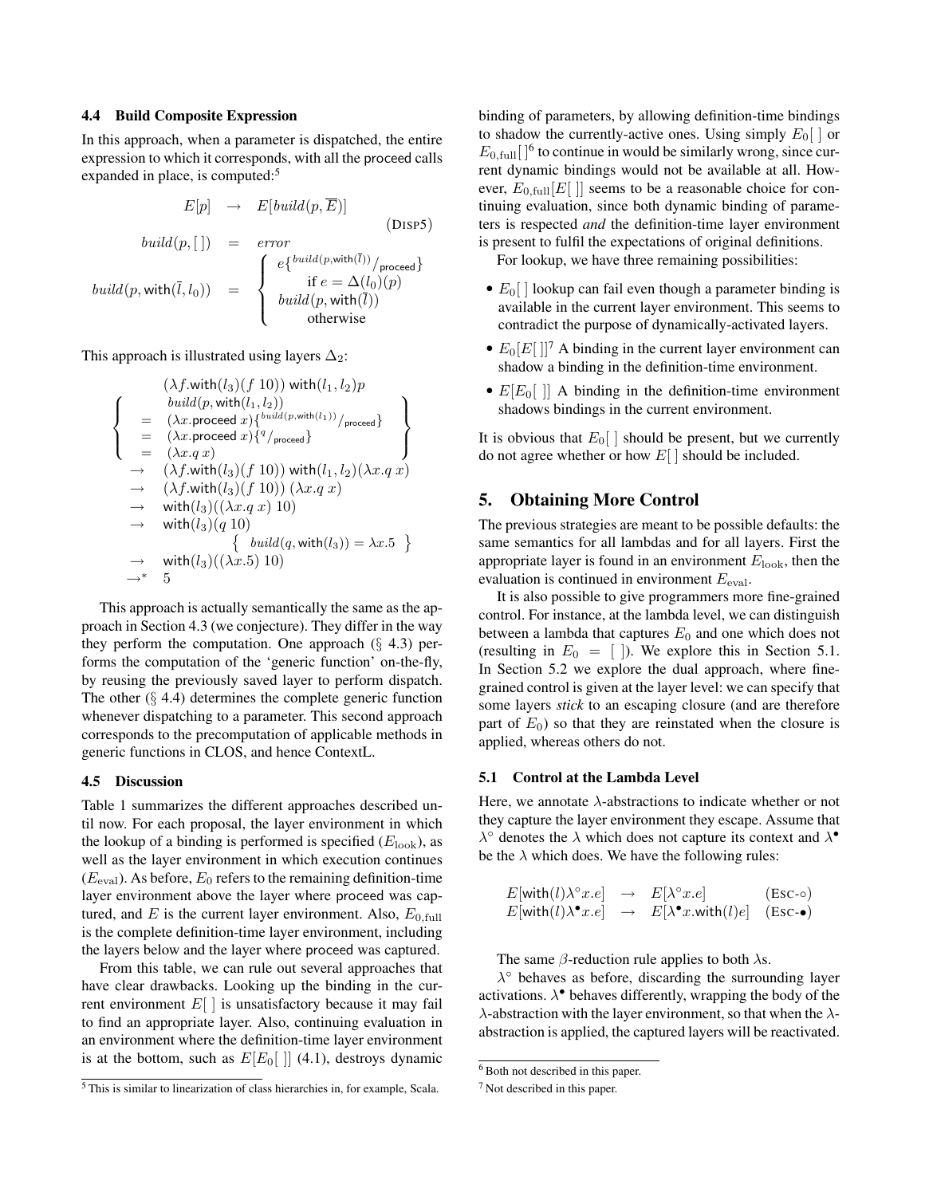### 4.4 Build Composite Expression

In this approach, when a parameter is dispatched, the entire expression to which it corresponds, with all the proceed calls expanded in place, is computed:[5]

$$E[p] \quad \rightarrow \quad E[build(p, \overline{E})] \qquad (\text{DISP5})$$

$$build(p, [\,]) \quad = \quad error$$

$$build(p, \mathsf{with}(\bar{l}, l_0)) \quad = \quad \begin{cases} e\{^{build(p, \mathsf{with}(\bar{l}))}/_{\mathsf{proceed}}\} \\ \quad \text{if } e = \Delta(l_0)(p) \\ build(p, \mathsf{with}(\bar{l})) \\ \quad \text{otherwise} \end{cases}$$

This approach is illustrated using layers $\Delta_2$:

$$\begin{array}{ll} & (\lambda f.\mathsf{with}(l_3)(f\ 10))\ \mathsf{with}(l_1, l_2)p \\ & \left\{ \begin{array}{ll} & build(p, \mathsf{with}(l_1, l_2)) \\ = & (\lambda x.\mathsf{proceed}\ x)\{^{build(p, \mathsf{with}(l_1))}/_{\mathsf{proceed}}\} \\ = & (\lambda x.\mathsf{proceed}\ x)\{^{q}/_{\mathsf{proceed}}\} \\ = & (\lambda x.q\ x) \end{array} \right\} \\ \rightarrow & (\lambda f.\mathsf{with}(l_3)(f\ 10))\ \mathsf{with}(l_1, l_2)(\lambda x.q\ x) \\ \rightarrow & (\lambda f.\mathsf{with}(l_3)(f\ 10))\ (\lambda x.q\ x) \\ \rightarrow & \mathsf{with}(l_3)((\lambda x.q\ x)\ 10) \\ \rightarrow & \mathsf{with}(l_3)(q\ 10) \\ & \quad \left\{\ build(q, \mathsf{with}(l_3)) = \lambda x.5\ \right\} \\ \rightarrow & \mathsf{with}(l_3)((\lambda x.5)\ 10) \\ \rightarrow^* & 5 \end{array}$$

This approach is actually semantically the same as the approach in Section 4.3 (we conjecture). They differ in the way they perform the computation. One approach (§ 4.3) performs the computation of the 'generic function' on-the-fly, by reusing the previously saved layer to perform dispatch. The other (§ 4.4) determines the complete generic function whenever dispatching to a parameter. This second approach corresponds to the precomputation of applicable methods in generic functions in CLOS, and hence ContextL.

### 4.5 Discussion

Table 1 summarizes the different approaches described until now. For each proposal, the layer environment in which the lookup of a binding is performed is specified ($E_{\text{look}}$), as well as the layer environment in which execution continues ($E_{\text{eval}}$). As before, $E_0$ refers to the remaining definition-time layer environment above the layer where proceed was captured, and $E$ is the current layer environment. Also, $E_{0,\text{full}}$ is the complete definition-time layer environment, including the layers below and the layer where proceed was captured.

From this table, we can rule out several approaches that have clear drawbacks. Looking up the binding in the current environment $E[\,]$ is unsatisfactory because it may fail to find an appropriate layer. Also, continuing evaluation in an environment where the definition-time layer environment is at the bottom, such as $E[E_0[\,]]$ (4.1), destroys dynamic binding of parameters, by allowing definition-time bindings to shadow the currently-active ones. Using simply $E_0[\,]$ or $E_{0,\text{full}}[\,]$[6] to continue in would be similarly wrong, since current dynamic bindings would not be available at all. However, $E_{0,\text{full}}[E[\,]]$ seems to be a reasonable choice for continuing evaluation, since both dynamic binding of parameters is respected *and* the definition-time layer environment is present to fulfil the expectations of original definitions.

For lookup, we have three remaining possibilities:

- $E_0[\,]$ lookup can fail even though a parameter binding is available in the current layer environment. This seems to contradict the purpose of dynamically-activated layers.
- $E_0[E[\,]]$[7] A binding in the current layer environment can shadow a binding in the definition-time environment.
- $E[E_0[\,]]$ A binding in the definition-time environment shadows bindings in the current environment.

It is obvious that $E_0[\,]$ should be present, but we currently do not agree whether or how $E[\,]$ should be included.

## 5. Obtaining More Control

The previous strategies are meant to be possible defaults: the same semantics for all lambdas and for all layers. First the appropriate layer is found in an environment $E_{\text{look}}$, then the evaluation is continued in environment $E_{\text{eval}}$.

It is also possible to give programmers more fine-grained control. For instance, at the lambda level, we can distinguish between a lambda that captures $E_0$ and one which does not (resulting in $E_0 = [\,]$). We explore this in Section 5.1. In Section 5.2 we explore the dual approach, where fine-grained control is given at the layer level: we can specify that some layers *stick* to an escaping closure (and are therefore part of $E_0$) so that they are reinstated when the closure is applied, whereas others do not.

### 5.1 Control at the Lambda Level

Here, we annotate $\lambda$-abstractions to indicate whether or not they capture the layer environment they escape. Assume that $\lambda^\circ$ denotes the $\lambda$ which does not capture its context and $\lambda^\bullet$ be the $\lambda$ which does. We have the following rules:

$$\begin{array}{lcll} E[\mathsf{with}(l)\lambda^\circ x.e] & \rightarrow & E[\lambda^\circ x.e] & (\text{ESC-}\circ) \\ E[\mathsf{with}(l)\lambda^\bullet x.e] & \rightarrow & E[\lambda^\bullet x.\mathsf{with}(l)e] & (\text{ESC-}\bullet) \end{array}$$

The same $\beta$-reduction rule applies to both $\lambda$s.

$\lambda^\circ$ behaves as before, discarding the surrounding layer activations. $\lambda^\bullet$ behaves differently, wrapping the body of the $\lambda$-abstraction with the layer environment, so that when the $\lambda$-abstraction is applied, the captured layers will be reactivated.

---

[5] This is similar to linearization of class hierarchies in, for example, Scala.

[6] Both not described in this paper.

[7] Not described in this paper.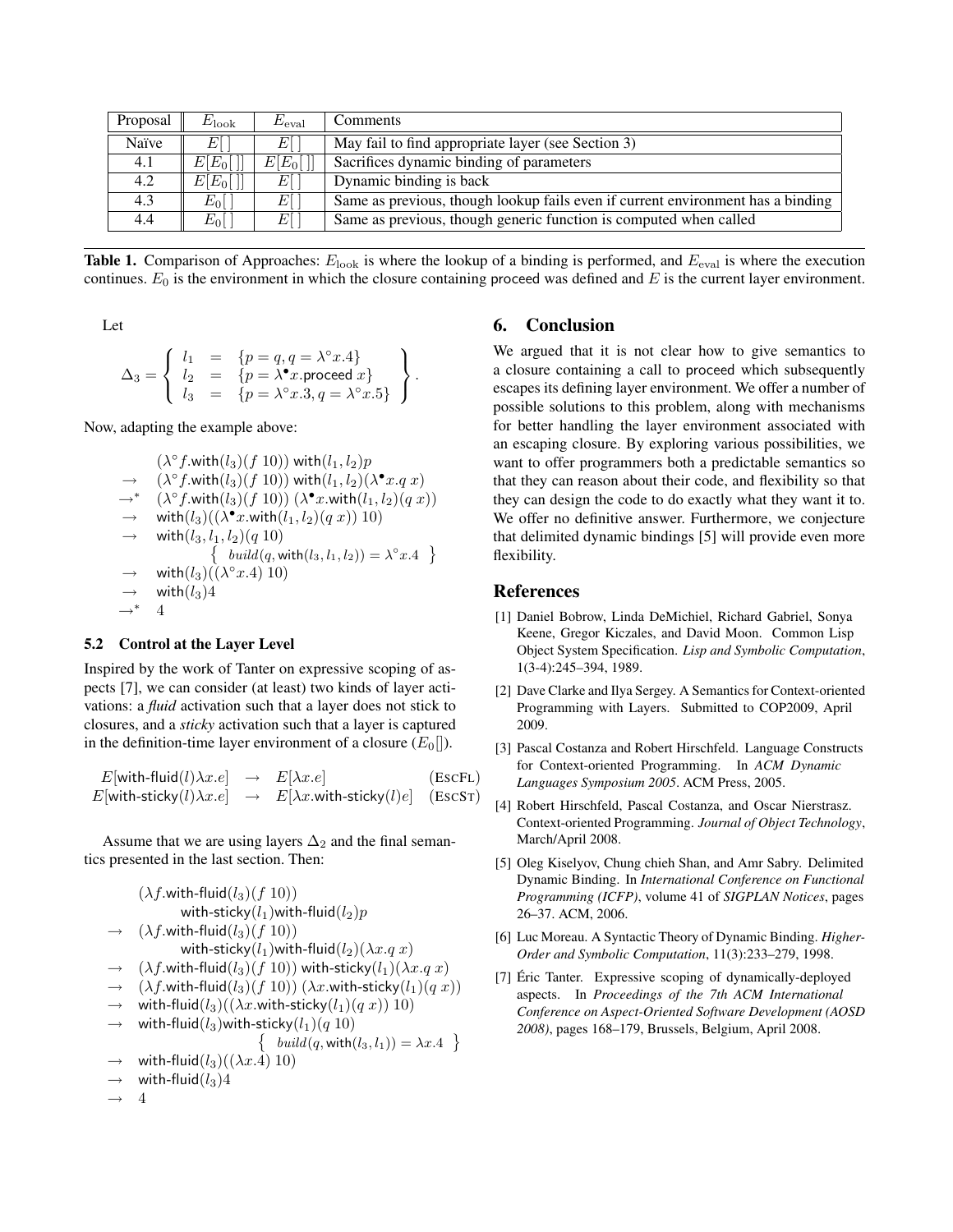| Proposal | $E_{\text{look}}$ | $E_{\text{eval}}$ | Comments |
|---|---|---|---|
| Naïve | $E[\,]$ | $E[\,]$ | May fail to find appropriate layer (see Section 3) |
| 4.1 | $E[E_0[\,]]$ | $E[E_0[\,]]$ | Sacrifices dynamic binding of parameters |
| 4.2 | $E[E_0[\,]]$ | $E[\,]$ | Dynamic binding is back |
| 4.3 | $E_0[\,]$ | $E[\,]$ | Same as previous, though lookup fails even if current environment has a binding |
| 4.4 | $E_0[\,]$ | $E[\,]$ | Same as previous, though generic function is computed when called |

**Table 1.** Comparison of Approaches: $E_{\text{look}}$ is where the lookup of a binding is performed, and $E_{\text{eval}}$ is where the execution continues. $E_0$ is the environment in which the closure containing proceed was defined and $E$ is the current layer environment.

Let

$$\Delta_3 = \left\{ \begin{array}{lcl} l_1 & = & \{p = q, q = \lambda^\circ x.4\} \\ l_2 & = & \{p = \lambda^\bullet x.\mathsf{proceed}\ x\} \\ l_3 & = & \{p = \lambda^\circ x.3, q = \lambda^\circ x.5\} \end{array} \right\}.$$

Now, adapting the example above:

$$\begin{array}{ll} & (\lambda^\circ f.\mathsf{with}(l_3)(f\ 10))\ \mathsf{with}(l_1, l_2)p \\ \rightarrow & (\lambda^\circ f.\mathsf{with}(l_3)(f\ 10))\ \mathsf{with}(l_1, l_2)(\lambda^\bullet x.q\ x) \\ \rightarrow^* & (\lambda^\circ f.\mathsf{with}(l_3)(f\ 10))\ (\lambda^\bullet x.\mathsf{with}(l_1, l_2)(q\ x)) \\ \rightarrow & \mathsf{with}(l_3)((\lambda^\bullet x.\mathsf{with}(l_1, l_2)(q\ x))\ 10) \\ \rightarrow & \mathsf{with}(l_3, l_1, l_2)(q\ 10) \\ & \qquad \left\{\ build(q, \mathsf{with}(l_3, l_1, l_2)) = \lambda^\circ x.4\ \right\} \\ \rightarrow & \mathsf{with}(l_3)((\lambda^\circ x.4)\ 10) \\ \rightarrow & \mathsf{with}(l_3)4 \\ \rightarrow^* & 4 \end{array}$$

### 5.2 Control at the Layer Level

Inspired by the work of Tanter on expressive scoping of aspects [7], we can consider (at least) two kinds of layer activations: a *fluid* activation such that a layer does not stick to closures, and a *sticky* activation such that a layer is captured in the definition-time layer environment of a closure ($E_0[]$).

$$\begin{array}{lcll} E[\mathsf{with\text{-}fluid}(l)\lambda x.e] & \rightarrow & E[\lambda x.e] & (\text{EscFl}) \\ E[\mathsf{with\text{-}sticky}(l)\lambda x.e] & \rightarrow & E[\lambda x.\mathsf{with\text{-}sticky}(l)e] & (\text{EscSt}) \end{array}$$

Assume that we are using layers $\Delta_2$ and the final semantics presented in the last section. Then:

$$\begin{array}{ll} & (\lambda f.\mathsf{with\text{-}fluid}(l_3)(f\ 10)) \\ & \qquad \mathsf{with\text{-}sticky}(l_1)\mathsf{with\text{-}fluid}(l_2)p \\ \rightarrow & (\lambda f.\mathsf{with\text{-}fluid}(l_3)(f\ 10)) \\ & \qquad \mathsf{with\text{-}sticky}(l_1)\mathsf{with\text{-}fluid}(l_2)(\lambda x.q\ x) \\ \rightarrow & (\lambda f.\mathsf{with\text{-}fluid}(l_3)(f\ 10))\ \mathsf{with\text{-}sticky}(l_1)(\lambda x.q\ x) \\ \rightarrow & (\lambda f.\mathsf{with\text{-}fluid}(l_3)(f\ 10))\ (\lambda x.\mathsf{with\text{-}sticky}(l_1)(q\ x)) \\ \rightarrow & \mathsf{with\text{-}fluid}(l_3)((\lambda x.\mathsf{with\text{-}sticky}(l_1)(q\ x))\ 10) \\ \rightarrow & \mathsf{with\text{-}fluid}(l_3)\mathsf{with\text{-}sticky}(l_1)(q\ 10) \\ & \qquad \left\{\ build(q, \mathsf{with}(l_3, l_1)) = \lambda x.4\ \right\} \\ \rightarrow & \mathsf{with\text{-}fluid}(l_3)((\lambda x.4)\ 10) \\ \rightarrow & \mathsf{with\text{-}fluid}(l_3)4 \\ \rightarrow & 4 \end{array}$$

## 6. Conclusion

We argued that it is not clear how to give semantics to a closure containing a call to proceed which subsequently escapes its defining layer environment. We offer a number of possible solutions to this problem, along with mechanisms for better handling the layer environment associated with an escaping closure. By exploring various possibilities, we want to offer programmers both a predictable semantics so that they can reason about their code, and flexibility so that they can design the code to do exactly what they want it to. We offer no definitive answer. Furthermore, we conjecture that delimited dynamic bindings [5] will provide even more flexibility.

## References

[1] Daniel Bobrow, Linda DeMichiel, Richard Gabriel, Sonya Keene, Gregor Kiczales, and David Moon. Common Lisp Object System Specification. *Lisp and Symbolic Computation*, 1(3-4):245–394, 1989.

[2] Dave Clarke and Ilya Sergey. A Semantics for Context-oriented Programming with Layers. Submitted to COP2009, April 2009.

[3] Pascal Costanza and Robert Hirschfeld. Language Constructs for Context-oriented Programming. In *ACM Dynamic Languages Symposium 2005*. ACM Press, 2005.

[4] Robert Hirschfeld, Pascal Costanza, and Oscar Nierstrasz. Context-oriented Programming. *Journal of Object Technology*, March/April 2008.

[5] Oleg Kiselyov, Chung chieh Shan, and Amr Sabry. Delimited Dynamic Binding. In *International Conference on Functional Programming (ICFP)*, volume 41 of *SIGPLAN Notices*, pages 26–37. ACM, 2006.

[6] Luc Moreau. A Syntactic Theory of Dynamic Binding. *Higher-Order and Symbolic Computation*, 11(3):233–279, 1998.

[7] Éric Tanter. Expressive scoping of dynamically-deployed aspects. In *Proceedings of the 7th ACM International Conference on Aspect-Oriented Software Development (AOSD 2008)*, pages 168–179, Brussels, Belgium, April 2008.